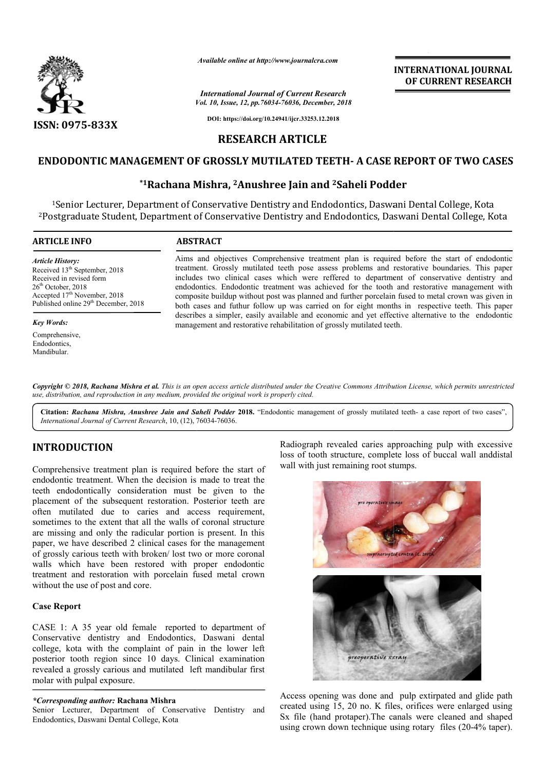*Available online at http://www.journalcra.com*

*International Journal of Current Research*
*Vol. 10, Issue, 12, pp.76034-76036, December, 2018*

**DOI: https://doi.org/10.24941/ijcr.33253.12.2018**

**ISSN: 0975-833X**

**INTERNATIONAL JOURNAL OF CURRENT RESEARCH**

# RESEARCH ARTICLE

# ENDODONTIC MANAGEMENT OF GROSSLY MUTILATED TEETH- A CASE REPORT OF TWO CASES

**\*[1]Rachana Mishra, [2]Anushree Jain and [2]Saheli Podder**

[1]Senior Lecturer, Department of Conservative Dentistry and Endodontics, Daswani Dental College, Kota
[2]Postgraduate Student, Department of Conservative Dentistry and Endodontics, Daswani Dental College, Kota

## ARTICLE INFO

*Article History:*
Received 13[th] September, 2018
Received in revised form
26[th] October, 2018
Accepted 17[th] November, 2018
Published online 29[th] December, 2018

*Key Words:*
Comprehensive,
Endodontics,
Mandibular.

## ABSTRACT

Aims and objectives Comprehensive treatment plan is required before the start of endodontic treatment. Grossly mutilated teeth pose assess problems and restorative boundaries. This paper includes two clinical cases which were reffered to department of conservative dentistry and endodontics. Endodontic treatment was achieved for the tooth and restorative management with composite buildup without post was planned and further porcelain fused to metal crown was given in both cases and futhur follow up was carried on for eight months in respective teeth. This paper describes a simpler, easily available and economic and yet effective alternative to the endodontic management and restorative rehabilitation of grossly mutilated teeth.

*Copyright © 2018, Rachana Mishra et al. This is an open access article distributed under the Creative Commons Attribution License, which permits unrestricted use, distribution, and reproduction in any medium, provided the original work is properly cited.*

**Citation:** *Rachana Mishra, Anushree Jain and Saheli Podder* **2018.** "Endodontic management of grossly mutilated teeth- a case report of two cases", *International Journal of Current Research*, 10, (12), 76034-76036.

## INTRODUCTION

Comprehensive treatment plan is required before the start of endodontic treatment. When the decision is made to treat the teeth endodontically consideration must be given to the placement of the subsequent restoration. Posterior teeth are often mutilated due to caries and access requirement, sometimes to the extent that all the walls of coronal structure are missing and only the radicular portion is present. In this paper, we have described 2 clinical cases for the management of grossly carious teeth with broken/ lost two or more coronal walls which have been restored with proper endodontic treatment and restoration with porcelain fused metal crown without the use of post and core.

### Case Report

CASE 1: A 35 year old female reported to department of Conservative dentistry and Endodontics, Daswani dental college, kota with the complaint of pain in the lower left posterior tooth region since 10 days. Clinical examination revealed a grossly carious and mutilated left mandibular first molar with pulpal exposure.

*\*Corresponding author:* **Rachana Mishra**
Senior Lecturer, Department of Conservative Dentistry and Endodontics, Daswani Dental College, Kota

Radiograph revealed caries approaching pulp with excessive loss of tooth structure, complete loss of buccal wall anddistal wall with just remaining root stumps.

Access opening was done and pulp extirpated and glide path created using 15, 20 no. K files, orifices were enlarged using Sx file (hand protaper).The canals were cleaned and shaped using crown down technique using rotary files (20-4% taper).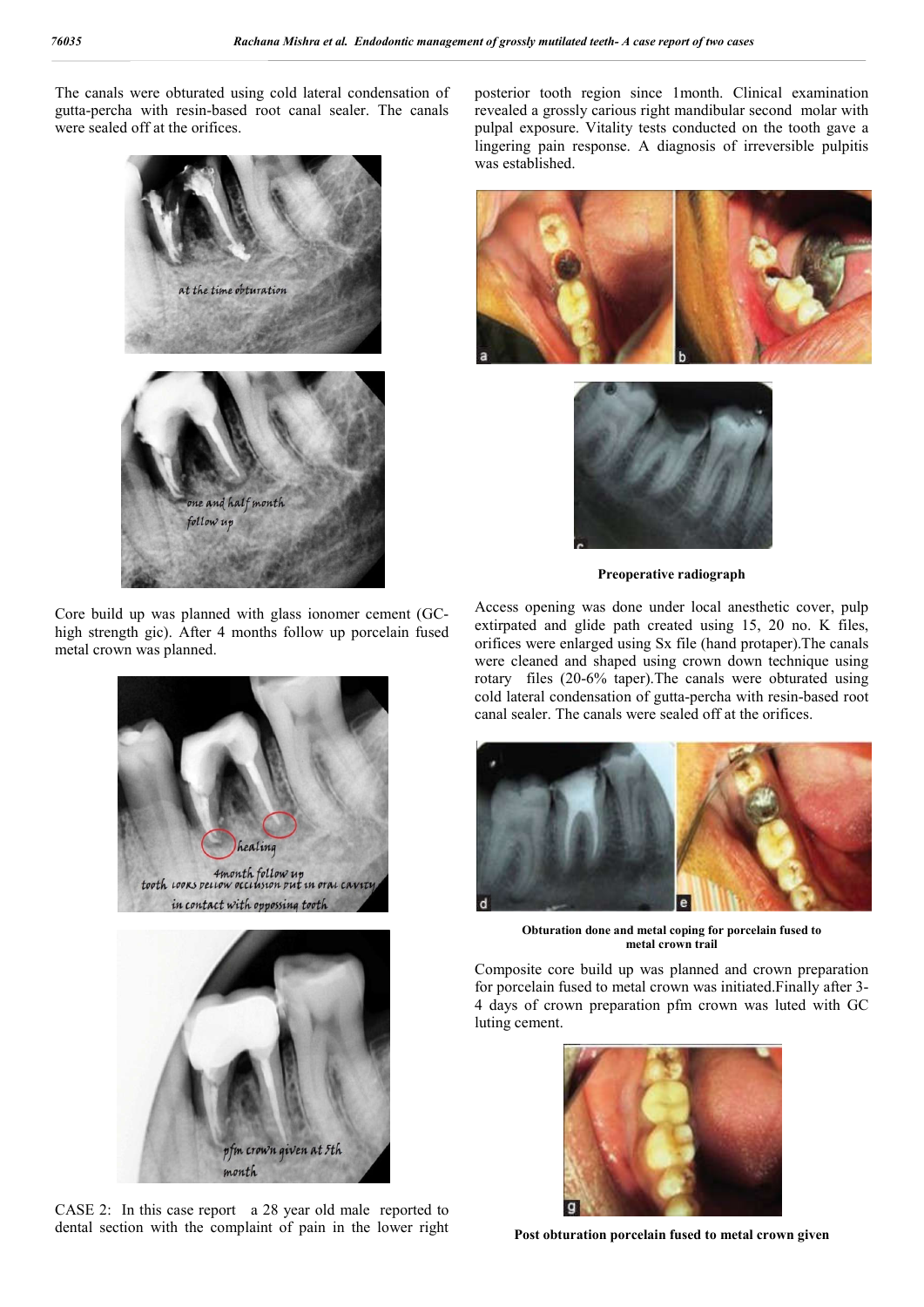The canals were obturated using cold lateral condensation of gutta-percha with resin-based root canal sealer. The canals were sealed off at the orifices.

Core build up was planned with glass ionomer cement (GC-high strength gic). After 4 months follow up porcelain fused metal crown was planned.

CASE 2: In this case report a 28 year old male reported to dental section with the complaint of pain in the lower right posterior tooth region since 1month. Clinical examination revealed a grossly carious right mandibular second molar with pulpal exposure. Vitality tests conducted on the tooth gave a lingering pain response. A diagnosis of irreversible pulpitis was established.

**Preoperative radiograph**

Access opening was done under local anesthetic cover, pulp extirpated and glide path created using 15, 20 no. K files, orifices were enlarged using Sx file (hand protaper).The canals were cleaned and shaped using crown down technique using rotary files (20-6% taper).The canals were obturated using cold lateral condensation of gutta-percha with resin-based root canal sealer. The canals were sealed off at the orifices.

**Obturation done and metal coping for porcelain fused to metal crown trail**

Composite core build up was planned and crown preparation for porcelain fused to metal crown was initiated.Finally after 3-4 days of crown preparation pfm crown was luted with GC luting cement.

**Post obturation porcelain fused to metal crown given**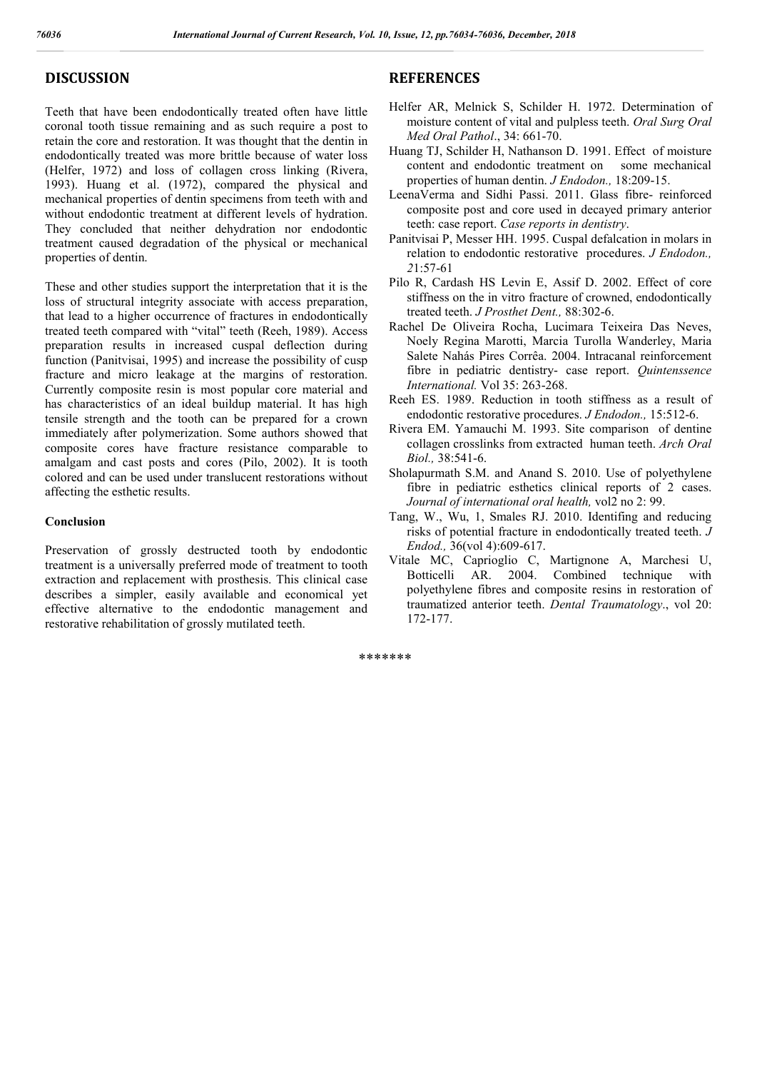## DISCUSSION

Teeth that have been endodontically treated often have little coronal tooth tissue remaining and as such require a post to retain the core and restoration. It was thought that the dentin in endodontically treated was more brittle because of water loss (Helfer, 1972) and loss of collagen cross linking (Rivera, 1993). Huang et al. (1972), compared the physical and mechanical properties of dentin specimens from teeth with and without endodontic treatment at different levels of hydration. They concluded that neither dehydration nor endodontic treatment caused degradation of the physical or mechanical properties of dentin.

These and other studies support the interpretation that it is the loss of structural integrity associate with access preparation, that lead to a higher occurrence of fractures in endodontically treated teeth compared with "vital" teeth (Reeh, 1989). Access preparation results in increased cuspal deflection during function (Panitvisai, 1995) and increase the possibility of cusp fracture and micro leakage at the margins of restoration. Currently composite resin is most popular core material and has characteristics of an ideal buildup material. It has high tensile strength and the tooth can be prepared for a crown immediately after polymerization. Some authors showed that composite cores have fracture resistance comparable to amalgam and cast posts and cores (Pilo, 2002). It is tooth colored and can be used under translucent restorations without affecting the esthetic results.

### Conclusion

Preservation of grossly destructed tooth by endodontic treatment is a universally preferred mode of treatment to tooth extraction and replacement with prosthesis. This clinical case describes a simpler, easily available and economical yet effective alternative to the endodontic management and restorative rehabilitation of grossly mutilated teeth.

## REFERENCES

Helfer AR, Melnick S, Schilder H. 1972. Determination of moisture content of vital and pulpless teeth. *Oral Surg Oral Med Oral Pathol*., 34: 661-70.

Huang TJ, Schilder H, Nathanson D. 1991. Effect of moisture content and endodontic treatment on some mechanical properties of human dentin. *J Endodon.,* 18:209-15.

LeenaVerma and Sidhi Passi. 2011. Glass fibre- reinforced composite post and core used in decayed primary anterior teeth: case report. *Case reports in dentistry*.

Panitvisai P, Messer HH. 1995. Cuspal defalcation in molars in relation to endodontic restorative procedures. *J Endodon., 2*1:57-61

Pilo R, Cardash HS Levin E, Assif D. 2002. Effect of core stiffness on the in vitro fracture of crowned, endodontically treated teeth. *J Prosthet Dent.,* 88:302-6.

Rachel De Oliveira Rocha, Lucimara Teixeira Das Neves, Noely Regina Marotti, Marcia Turolla Wanderley, Maria Salete Nahás Pires Corrêa. 2004. Intracanal reinforcement fibre in pediatric dentistry- case report. *Quintenssence International.* Vol 35: 263-268.

Reeh ES. 1989. Reduction in tooth stiffness as a result of endodontic restorative procedures. *J Endodon.,* 15:512-6.

Rivera EM. Yamauchi M. 1993. Site comparison of dentine collagen crosslinks from extracted human teeth. *Arch Oral Biol.,* 38:541-6.

Sholapurmath S.M. and Anand S. 2010. Use of polyethylene fibre in pediatric esthetics clinical reports of 2 cases. *Journal of international oral health,* vol2 no 2: 99.

Tang, W., Wu, 1, Smales RJ. 2010. Identifing and reducing risks of potential fracture in endodontically treated teeth. *J Endod.,* 36(vol 4):609-617.

Vitale MC, Caprioglio C, Martignone A, Marchesi U, Botticelli AR. 2004. Combined technique with polyethylene fibres and composite resins in restoration of traumatized anterior teeth. *Dental Traumatology*., vol 20: 172-177.

*******